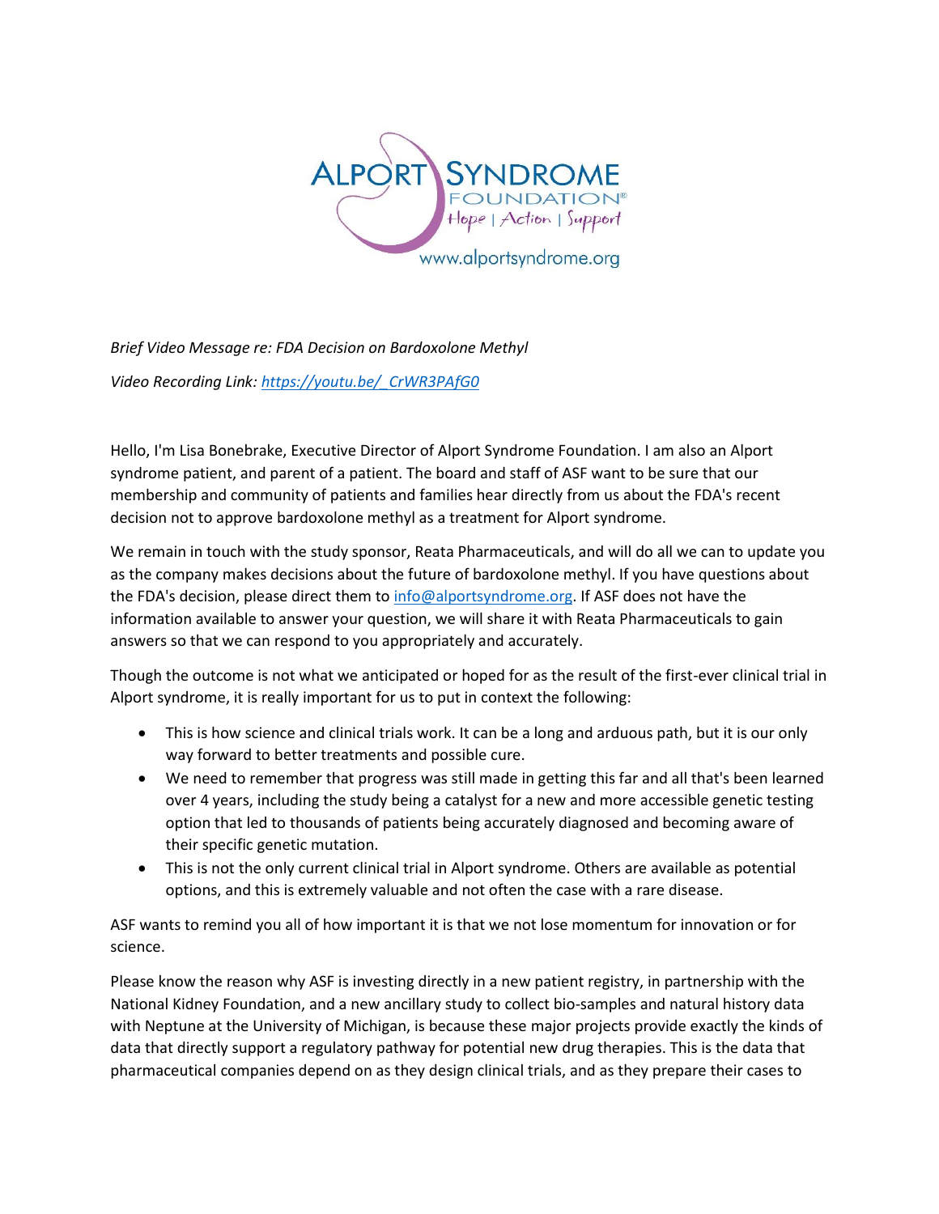ALPORT SYNDROME FOUNDATION®
Hope | Action | Support
www.alportsyndrome.org

*Brief Video Message re: FDA Decision on Bardoxolone Methyl*

*Video Recording Link: [https://youtu.be/_CrWR3PAfG0](https://youtu.be/_CrWR3PAfG0)*

Hello, I'm Lisa Bonebrake, Executive Director of Alport Syndrome Foundation. I am also an Alport syndrome patient, and parent of a patient. The board and staff of ASF want to be sure that our membership and community of patients and families hear directly from us about the FDA's recent decision not to approve bardoxolone methyl as a treatment for Alport syndrome.

We remain in touch with the study sponsor, Reata Pharmaceuticals, and will do all we can to update you as the company makes decisions about the future of bardoxolone methyl. If you have questions about the FDA's decision, please direct them to [info@alportsyndrome.org](mailto:info@alportsyndrome.org). If ASF does not have the information available to answer your question, we will share it with Reata Pharmaceuticals to gain answers so that we can respond to you appropriately and accurately.

Though the outcome is not what we anticipated or hoped for as the result of the first-ever clinical trial in Alport syndrome, it is really important for us to put in context the following:

- This is how science and clinical trials work. It can be a long and arduous path, but it is our only way forward to better treatments and possible cure.
- We need to remember that progress was still made in getting this far and all that's been learned over 4 years, including the study being a catalyst for a new and more accessible genetic testing option that led to thousands of patients being accurately diagnosed and becoming aware of their specific genetic mutation.
- This is not the only current clinical trial in Alport syndrome. Others are available as potential options, and this is extremely valuable and not often the case with a rare disease.

ASF wants to remind you all of how important it is that we not lose momentum for innovation or for science.

Please know the reason why ASF is investing directly in a new patient registry, in partnership with the National Kidney Foundation, and a new ancillary study to collect bio-samples and natural history data with Neptune at the University of Michigan, is because these major projects provide exactly the kinds of data that directly support a regulatory pathway for potential new drug therapies. This is the data that pharmaceutical companies depend on as they design clinical trials, and as they prepare their cases to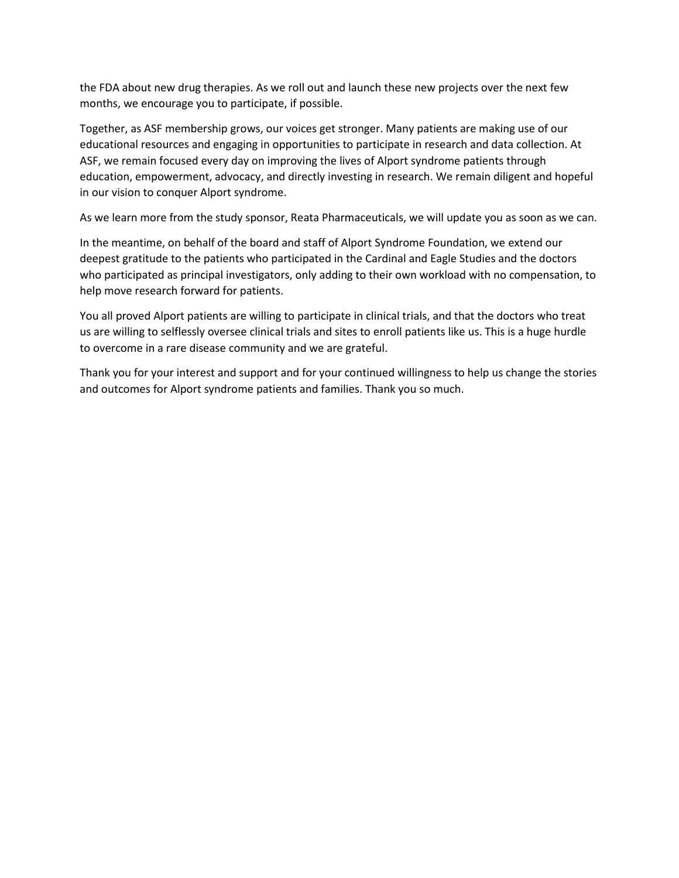the FDA about new drug therapies. As we roll out and launch these new projects over the next few months, we encourage you to participate, if possible.

Together, as ASF membership grows, our voices get stronger. Many patients are making use of our educational resources and engaging in opportunities to participate in research and data collection. At ASF, we remain focused every day on improving the lives of Alport syndrome patients through education, empowerment, advocacy, and directly investing in research. We remain diligent and hopeful in our vision to conquer Alport syndrome.

As we learn more from the study sponsor, Reata Pharmaceuticals, we will update you as soon as we can.

In the meantime, on behalf of the board and staff of Alport Syndrome Foundation, we extend our deepest gratitude to the patients who participated in the Cardinal and Eagle Studies and the doctors who participated as principal investigators, only adding to their own workload with no compensation, to help move research forward for patients.

You all proved Alport patients are willing to participate in clinical trials, and that the doctors who treat us are willing to selflessly oversee clinical trials and sites to enroll patients like us. This is a huge hurdle to overcome in a rare disease community and we are grateful.

Thank you for your interest and support and for your continued willingness to help us change the stories and outcomes for Alport syndrome patients and families. Thank you so much.